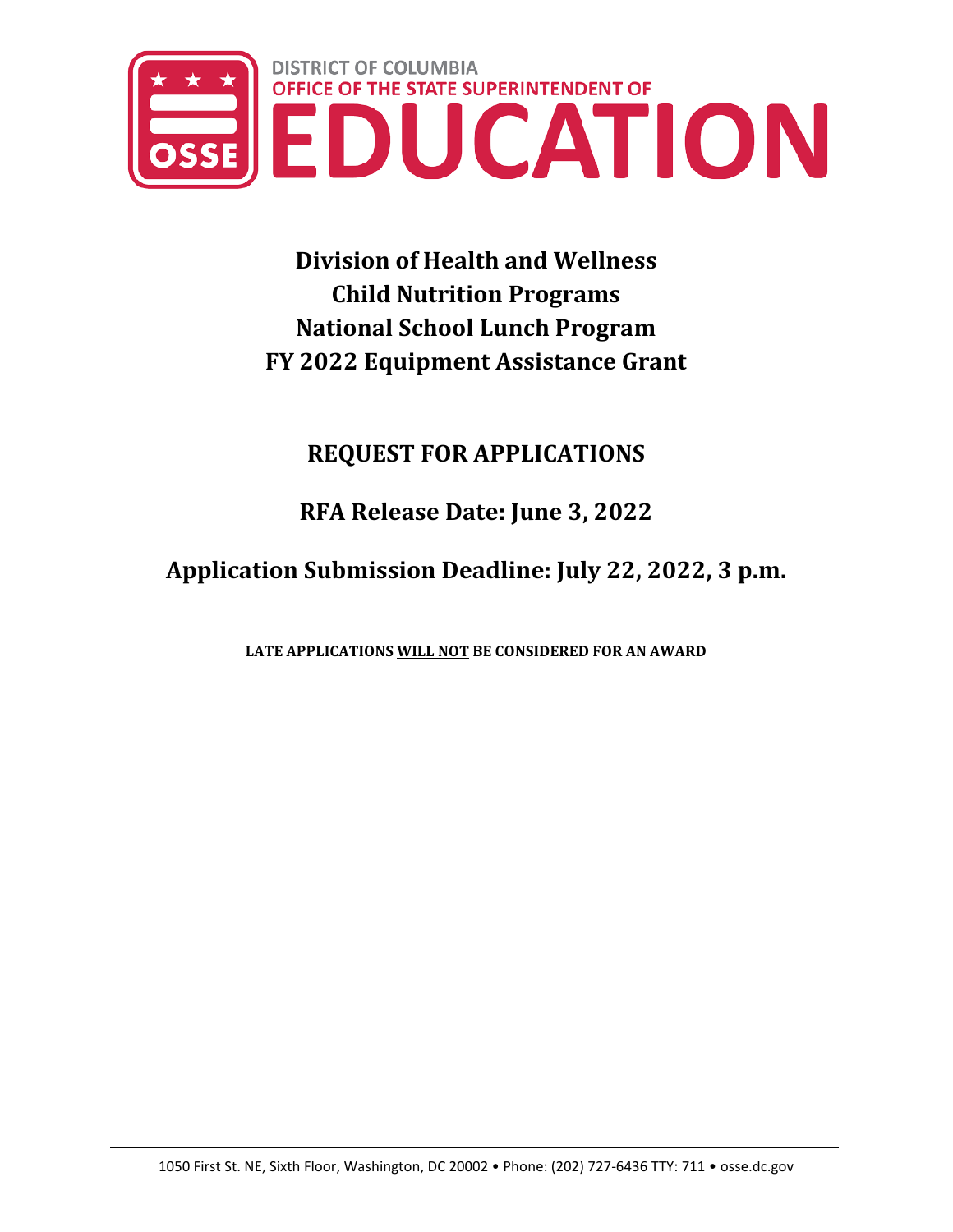DISTRICT OF COLUMBIA
OFFICE OF THE STATE SUPERINTENDENT OF
EDUCATION

# Division of Health and Wellness
# Child Nutrition Programs
# National School Lunch Program
# FY 2022 Equipment Assistance Grant

## REQUEST FOR APPLICATIONS

## RFA Release Date: June 3, 2022

## Application Submission Deadline: July 22, 2022, 3 p.m.

**LATE APPLICATIONS WILL NOT BE CONSIDERED FOR AN AWARD**

1050 First St. NE, Sixth Floor, Washington, DC 20002 • Phone: (202) 727-6436 TTY: 711 • osse.dc.gov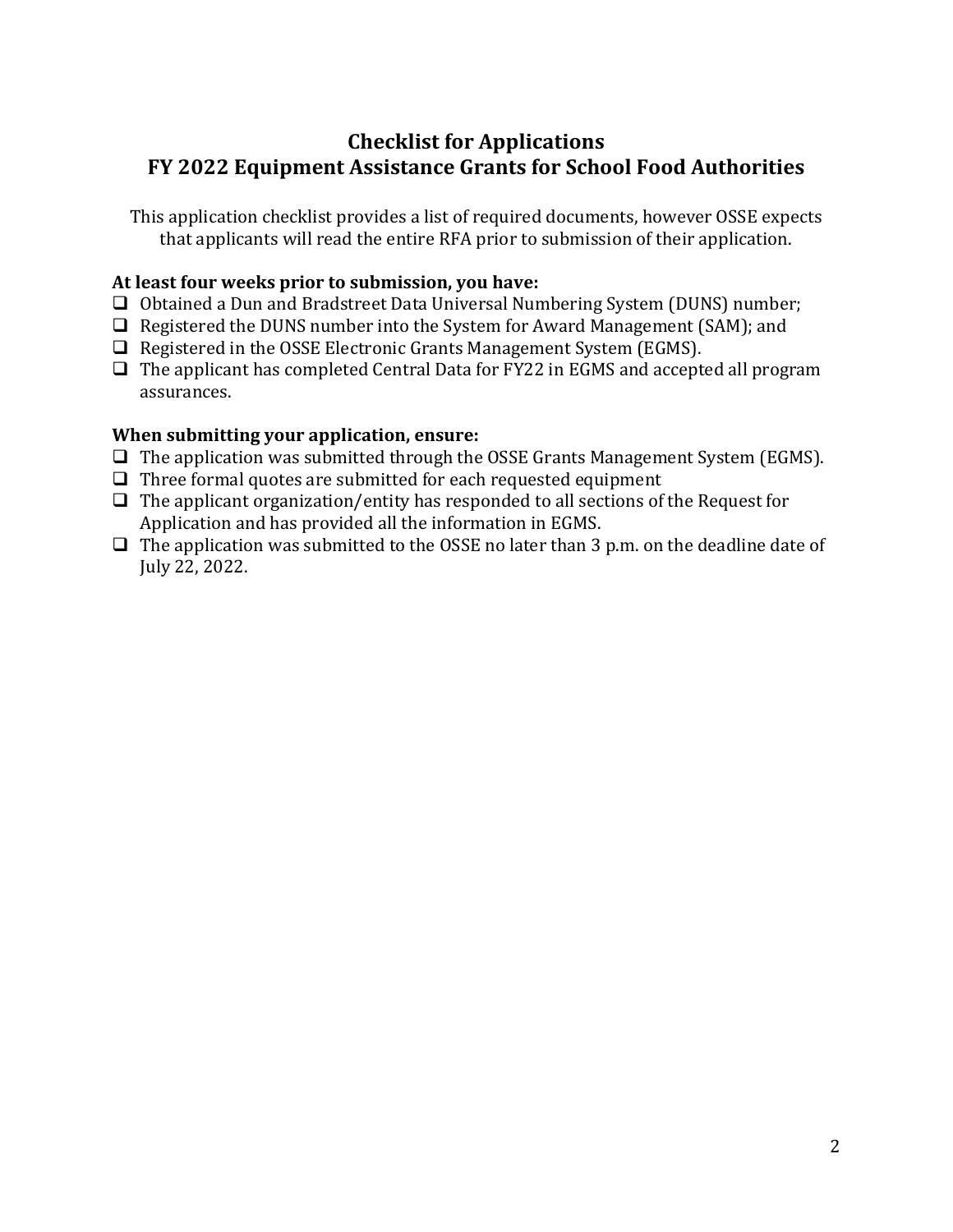# Checklist for Applications
# FY 2022 Equipment Assistance Grants for School Food Authorities

This application checklist provides a list of required documents, however OSSE expects that applicants will read the entire RFA prior to submission of their application.

**At least four weeks prior to submission, you have:**

- ❑ Obtained a Dun and Bradstreet Data Universal Numbering System (DUNS) number;
- ❑ Registered the DUNS number into the System for Award Management (SAM); and
- ❑ Registered in the OSSE Electronic Grants Management System (EGMS).
- ❑ The applicant has completed Central Data for FY22 in EGMS and accepted all program assurances.

**When submitting your application, ensure:**

- ❑ The application was submitted through the OSSE Grants Management System (EGMS).
- ❑ Three formal quotes are submitted for each requested equipment
- ❑ The applicant organization/entity has responded to all sections of the Request for Application and has provided all the information in EGMS.
- ❑ The application was submitted to the OSSE no later than 3 p.m. on the deadline date of July 22, 2022.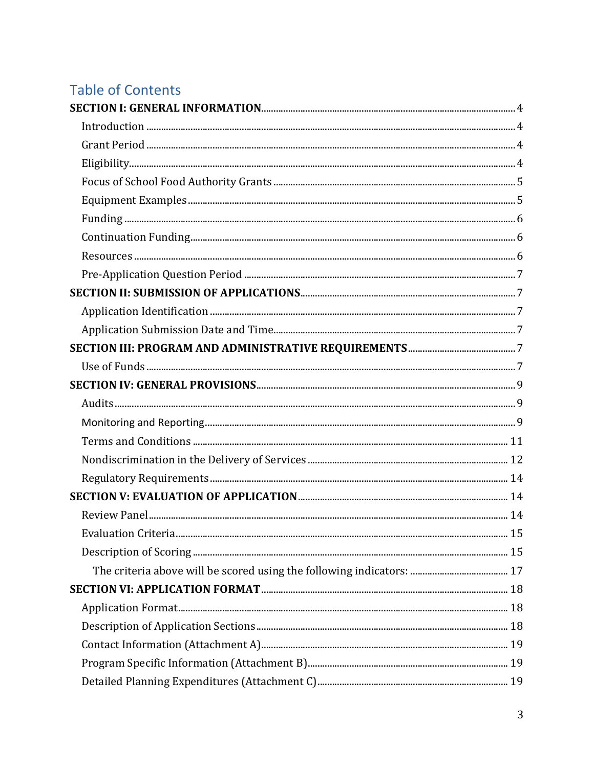## Table of Contents

- **SECTION I: GENERAL INFORMATION** ..... 4
  - Introduction ..... 4
  - Grant Period ..... 4
  - Eligibility ..... 4
  - Focus of School Food Authority Grants ..... 5
  - Equipment Examples ..... 5
  - Funding ..... 6
  - Continuation Funding ..... 6
  - Resources ..... 6
  - Pre-Application Question Period ..... 7
- **SECTION II: SUBMISSION OF APPLICATIONS** ..... 7
  - Application Identification ..... 7
  - Application Submission Date and Time ..... 7
- **SECTION III: PROGRAM AND ADMINISTRATIVE REQUIREMENTS** ..... 7
  - Use of Funds ..... 7
- **SECTION IV: GENERAL PROVISIONS** ..... 9
  - Audits ..... 9
  - Monitoring and Reporting ..... 9
  - Terms and Conditions ..... 11
  - Nondiscrimination in the Delivery of Services ..... 12
  - Regulatory Requirements ..... 14
- **SECTION V: EVALUATION OF APPLICATION** ..... 14
  - Review Panel ..... 14
  - Evaluation Criteria ..... 15
  - Description of Scoring ..... 15
    - The criteria above will be scored using the following indicators: ..... 17
- **SECTION VI: APPLICATION FORMAT** ..... 18
  - Application Format ..... 18
  - Description of Application Sections ..... 18
  - Contact Information (Attachment A) ..... 19
  - Program Specific Information (Attachment B) ..... 19
  - Detailed Planning Expenditures (Attachment C) ..... 19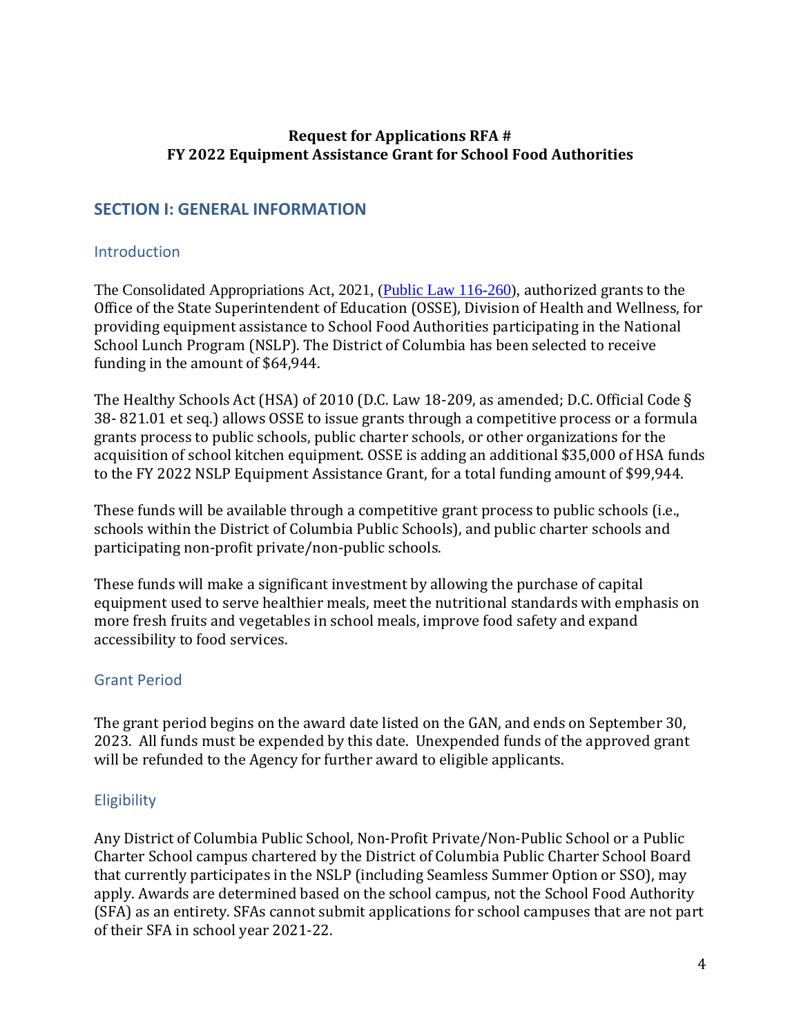**Request for Applications RFA #**
**FY 2022 Equipment Assistance Grant for School Food Authorities**

## SECTION I: GENERAL INFORMATION

### Introduction

The Consolidated Appropriations Act, 2021, (Public Law 116-260), authorized grants to the Office of the State Superintendent of Education (OSSE), Division of Health and Wellness, for providing equipment assistance to School Food Authorities participating in the National School Lunch Program (NSLP). The District of Columbia has been selected to receive funding in the amount of $64,944.

The Healthy Schools Act (HSA) of 2010 (D.C. Law 18-209, as amended; D.C. Official Code § 38- 821.01 et seq.) allows OSSE to issue grants through a competitive process or a formula grants process to public schools, public charter schools, or other organizations for the acquisition of school kitchen equipment. OSSE is adding an additional $35,000 of HSA funds to the FY 2022 NSLP Equipment Assistance Grant, for a total funding amount of $99,944.

These funds will be available through a competitive grant process to public schools (i.e., schools within the District of Columbia Public Schools), and public charter schools and participating non-profit private/non-public schools.

These funds will make a significant investment by allowing the purchase of capital equipment used to serve healthier meals, meet the nutritional standards with emphasis on more fresh fruits and vegetables in school meals, improve food safety and expand accessibility to food services.

### Grant Period

The grant period begins on the award date listed on the GAN, and ends on September 30, 2023. All funds must be expended by this date. Unexpended funds of the approved grant will be refunded to the Agency for further award to eligible applicants.

### Eligibility

Any District of Columbia Public School, Non-Profit Private/Non-Public School or a Public Charter School campus chartered by the District of Columbia Public Charter School Board that currently participates in the NSLP (including Seamless Summer Option or SSO), may apply. Awards are determined based on the school campus, not the School Food Authority (SFA) as an entirety. SFAs cannot submit applications for school campuses that are not part of their SFA in school year 2021-22.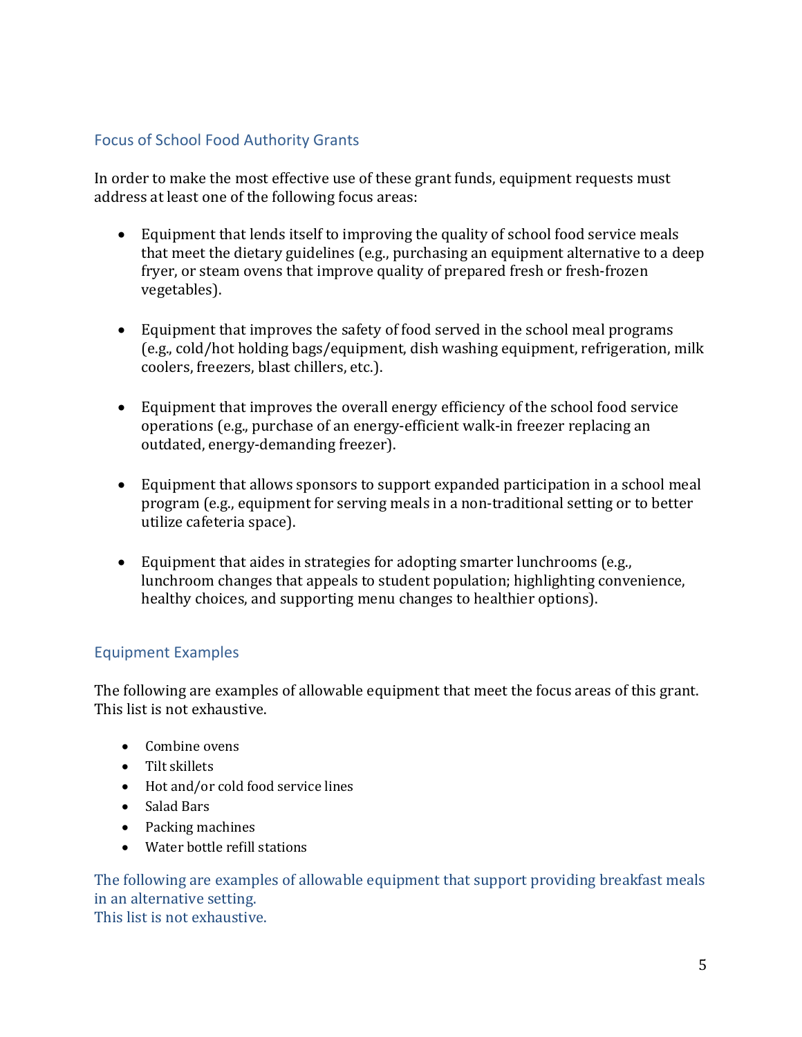## Focus of School Food Authority Grants

In order to make the most effective use of these grant funds, equipment requests must address at least one of the following focus areas:

- Equipment that lends itself to improving the quality of school food service meals that meet the dietary guidelines (e.g., purchasing an equipment alternative to a deep fryer, or steam ovens that improve quality of prepared fresh or fresh-frozen vegetables).

- Equipment that improves the safety of food served in the school meal programs (e.g., cold/hot holding bags/equipment, dish washing equipment, refrigeration, milk coolers, freezers, blast chillers, etc.).

- Equipment that improves the overall energy efficiency of the school food service operations (e.g., purchase of an energy-efficient walk-in freezer replacing an outdated, energy-demanding freezer).

- Equipment that allows sponsors to support expanded participation in a school meal program (e.g., equipment for serving meals in a non-traditional setting or to better utilize cafeteria space).

- Equipment that aides in strategies for adopting smarter lunchrooms (e.g., lunchroom changes that appeals to student population; highlighting convenience, healthy choices, and supporting menu changes to healthier options).

## Equipment Examples

The following are examples of allowable equipment that meet the focus areas of this grant. This list is not exhaustive.

- Combine ovens
- Tilt skillets
- Hot and/or cold food service lines
- Salad Bars
- Packing machines
- Water bottle refill stations

The following are examples of allowable equipment that support providing breakfast meals in an alternative setting.
This list is not exhaustive.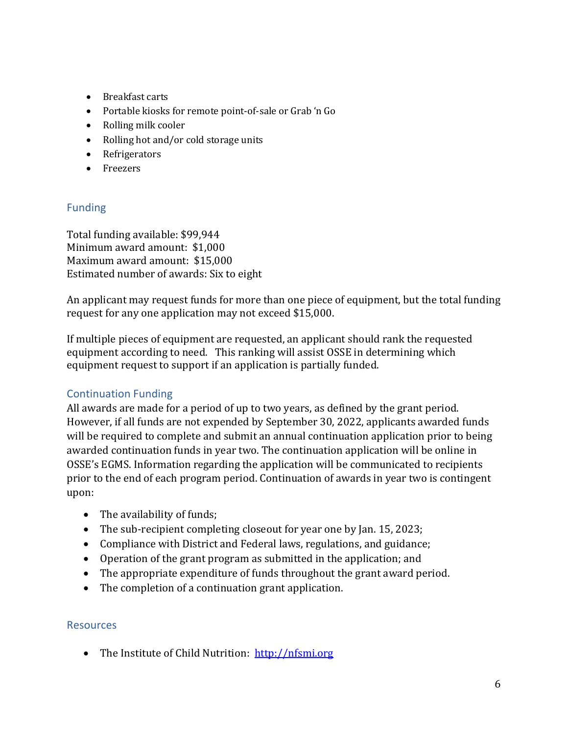- Breakfast carts
- Portable kiosks for remote point-of-sale or Grab 'n Go
- Rolling milk cooler
- Rolling hot and/or cold storage units
- Refrigerators
- Freezers

## Funding

Total funding available: $99,944
Minimum award amount: $1,000
Maximum award amount: $15,000
Estimated number of awards: Six to eight

An applicant may request funds for more than one piece of equipment, but the total funding request for any one application may not exceed $15,000.

If multiple pieces of equipment are requested, an applicant should rank the requested equipment according to need. This ranking will assist OSSE in determining which equipment request to support if an application is partially funded.

## Continuation Funding

All awards are made for a period of up to two years, as defined by the grant period. However, if all funds are not expended by September 30, 2022, applicants awarded funds will be required to complete and submit an annual continuation application prior to being awarded continuation funds in year two. The continuation application will be online in OSSE's EGMS. Information regarding the application will be communicated to recipients prior to the end of each program period. Continuation of awards in year two is contingent upon:

- The availability of funds;
- The sub-recipient completing closeout for year one by Jan. 15, 2023;
- Compliance with District and Federal laws, regulations, and guidance;
- Operation of the grant program as submitted in the application; and
- The appropriate expenditure of funds throughout the grant award period.
- The completion of a continuation grant application.

## Resources

- The Institute of Child Nutrition: [http://nfsmi.org](http://nfsmi.org)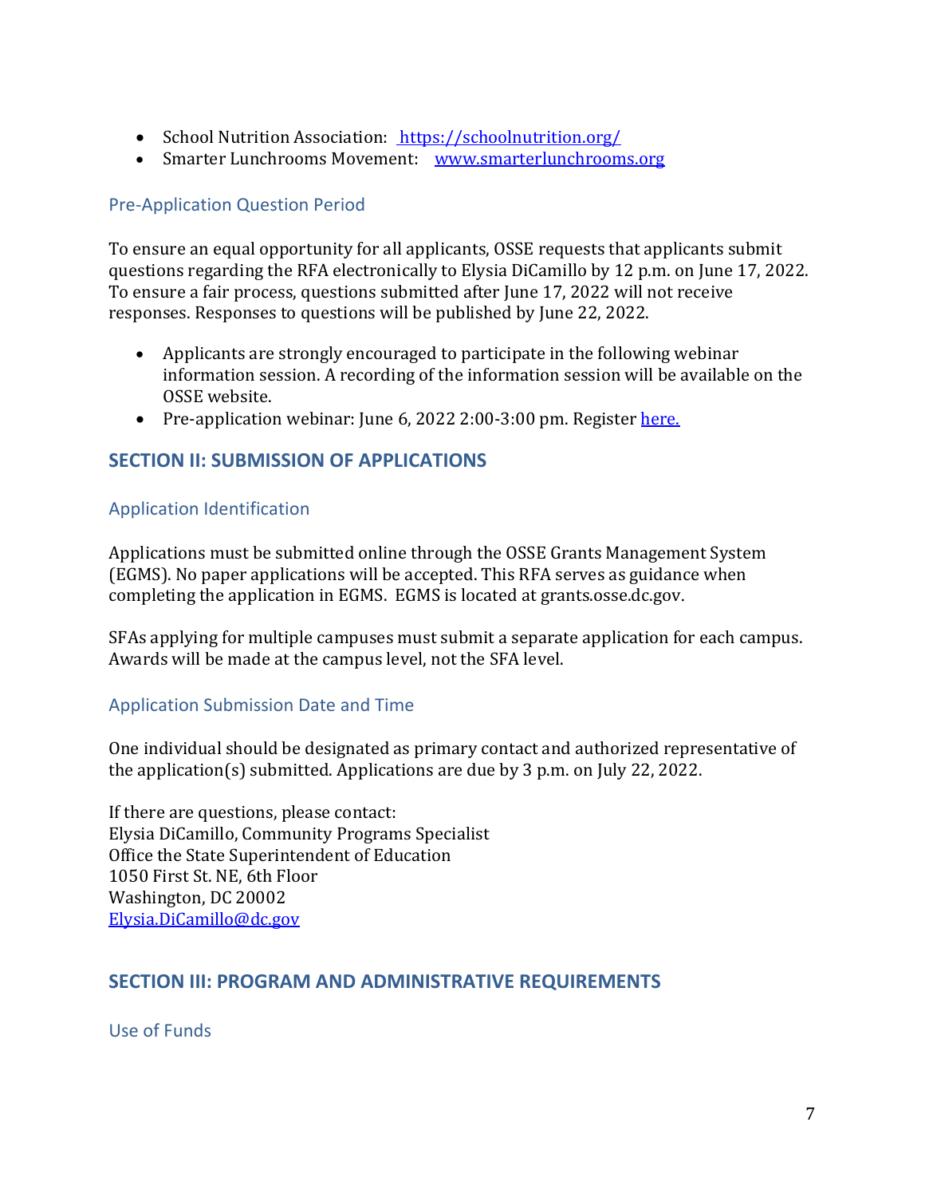- School Nutrition Association: [https://schoolnutrition.org/](https://schoolnutrition.org/)
- Smarter Lunchrooms Movement: [www.smarterlunchrooms.org](www.smarterlunchrooms.org)

### Pre-Application Question Period

To ensure an equal opportunity for all applicants, OSSE requests that applicants submit questions regarding the RFA electronically to Elysia DiCamillo by 12 p.m. on June 17, 2022. To ensure a fair process, questions submitted after June 17, 2022 will not receive responses. Responses to questions will be published by June 22, 2022.

- Applicants are strongly encouraged to participate in the following webinar information session. A recording of the information session will be available on the OSSE website.
- Pre-application webinar: June 6, 2022 2:00-3:00 pm. Register here.

## SECTION II: SUBMISSION OF APPLICATIONS

### Application Identification

Applications must be submitted online through the OSSE Grants Management System (EGMS). No paper applications will be accepted. This RFA serves as guidance when completing the application in EGMS. EGMS is located at grants.osse.dc.gov.

SFAs applying for multiple campuses must submit a separate application for each campus. Awards will be made at the campus level, not the SFA level.

### Application Submission Date and Time

One individual should be designated as primary contact and authorized representative of the application(s) submitted. Applications are due by 3 p.m. on July 22, 2022.

If there are questions, please contact:
Elysia DiCamillo, Community Programs Specialist
Office the State Superintendent of Education
1050 First St. NE, 6th Floor
Washington, DC 20002
[Elysia.DiCamillo@dc.gov](mailto:Elysia.DiCamillo@dc.gov)

## SECTION III: PROGRAM AND ADMINISTRATIVE REQUIREMENTS

### Use of Funds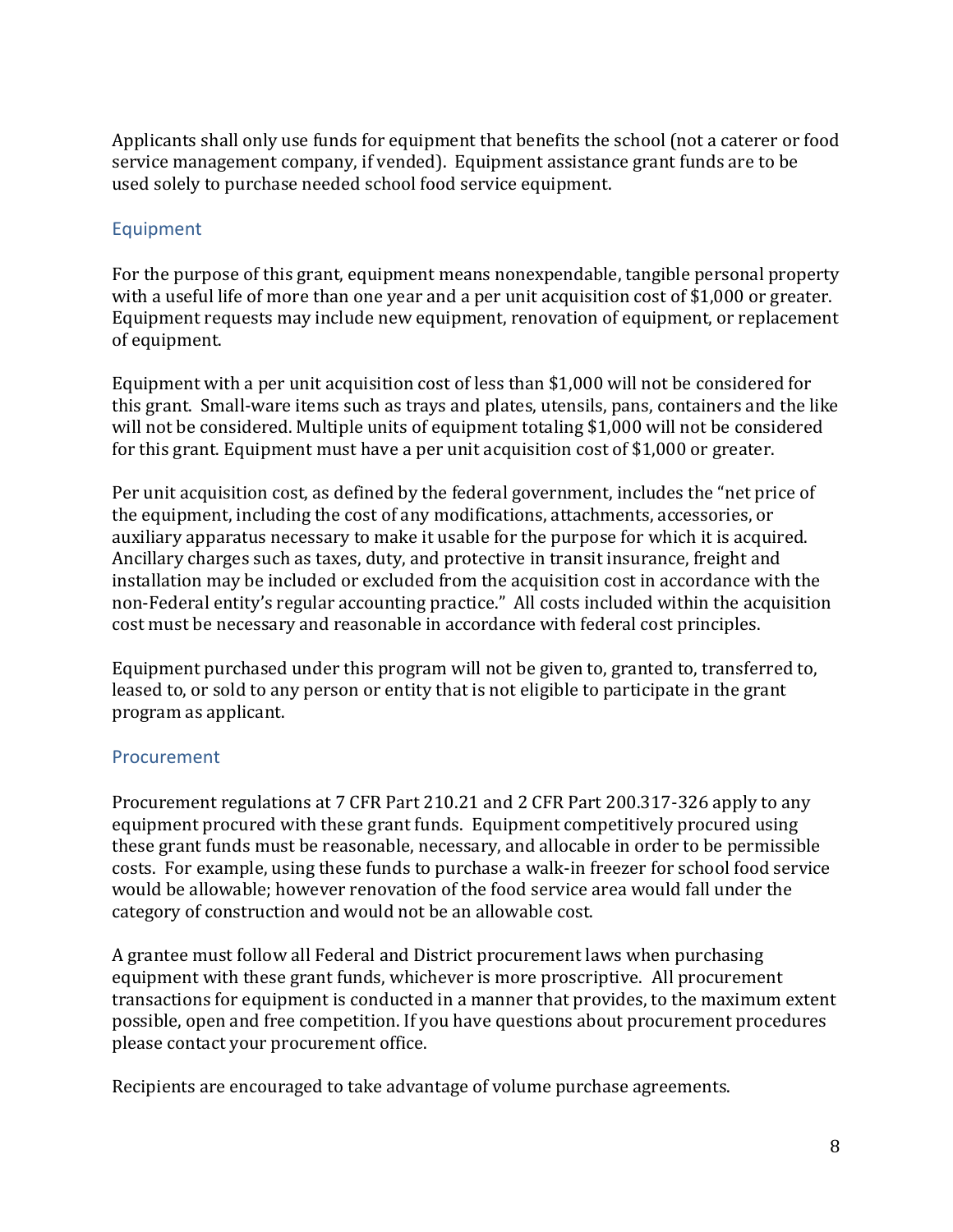Applicants shall only use funds for equipment that benefits the school (not a caterer or food service management company, if vended). Equipment assistance grant funds are to be used solely to purchase needed school food service equipment.

## Equipment

For the purpose of this grant, equipment means nonexpendable, tangible personal property with a useful life of more than one year and a per unit acquisition cost of $1,000 or greater. Equipment requests may include new equipment, renovation of equipment, or replacement of equipment.

Equipment with a per unit acquisition cost of less than $1,000 will not be considered for this grant. Small-ware items such as trays and plates, utensils, pans, containers and the like will not be considered. Multiple units of equipment totaling $1,000 will not be considered for this grant. Equipment must have a per unit acquisition cost of $1,000 or greater.

Per unit acquisition cost, as defined by the federal government, includes the "net price of the equipment, including the cost of any modifications, attachments, accessories, or auxiliary apparatus necessary to make it usable for the purpose for which it is acquired. Ancillary charges such as taxes, duty, and protective in transit insurance, freight and installation may be included or excluded from the acquisition cost in accordance with the non-Federal entity's regular accounting practice." All costs included within the acquisition cost must be necessary and reasonable in accordance with federal cost principles.

Equipment purchased under this program will not be given to, granted to, transferred to, leased to, or sold to any person or entity that is not eligible to participate in the grant program as applicant.

## Procurement

Procurement regulations at 7 CFR Part 210.21 and 2 CFR Part 200.317-326 apply to any equipment procured with these grant funds. Equipment competitively procured using these grant funds must be reasonable, necessary, and allocable in order to be permissible costs. For example, using these funds to purchase a walk-in freezer for school food service would be allowable; however renovation of the food service area would fall under the category of construction and would not be an allowable cost.

A grantee must follow all Federal and District procurement laws when purchasing equipment with these grant funds, whichever is more proscriptive. All procurement transactions for equipment is conducted in a manner that provides, to the maximum extent possible, open and free competition. If you have questions about procurement procedures please contact your procurement office.

Recipients are encouraged to take advantage of volume purchase agreements.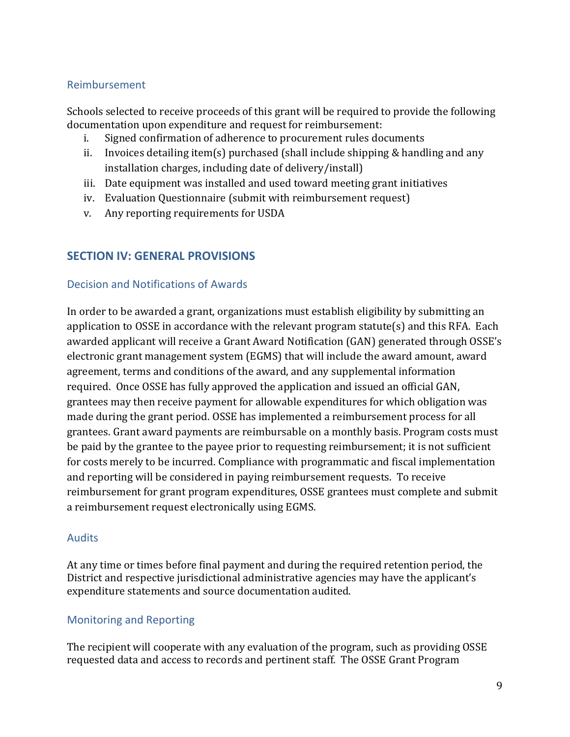### Reimbursement

Schools selected to receive proceeds of this grant will be required to provide the following documentation upon expenditure and request for reimbursement:

i. Signed confirmation of adherence to procurement rules documents
ii. Invoices detailing item(s) purchased (shall include shipping & handling and any installation charges, including date of delivery/install)
iii. Date equipment was installed and used toward meeting grant initiatives
iv. Evaluation Questionnaire (submit with reimbursement request)
v. Any reporting requirements for USDA

## SECTION IV: GENERAL PROVISIONS

### Decision and Notifications of Awards

In order to be awarded a grant, organizations must establish eligibility by submitting an application to OSSE in accordance with the relevant program statute(s) and this RFA. Each awarded applicant will receive a Grant Award Notification (GAN) generated through OSSE's electronic grant management system (EGMS) that will include the award amount, award agreement, terms and conditions of the award, and any supplemental information required. Once OSSE has fully approved the application and issued an official GAN, grantees may then receive payment for allowable expenditures for which obligation was made during the grant period. OSSE has implemented a reimbursement process for all grantees. Grant award payments are reimbursable on a monthly basis. Program costs must be paid by the grantee to the payee prior to requesting reimbursement; it is not sufficient for costs merely to be incurred. Compliance with programmatic and fiscal implementation and reporting will be considered in paying reimbursement requests. To receive reimbursement for grant program expenditures, OSSE grantees must complete and submit a reimbursement request electronically using EGMS.

### Audits

At any time or times before final payment and during the required retention period, the District and respective jurisdictional administrative agencies may have the applicant's expenditure statements and source documentation audited.

### Monitoring and Reporting

The recipient will cooperate with any evaluation of the program, such as providing OSSE requested data and access to records and pertinent staff. The OSSE Grant Program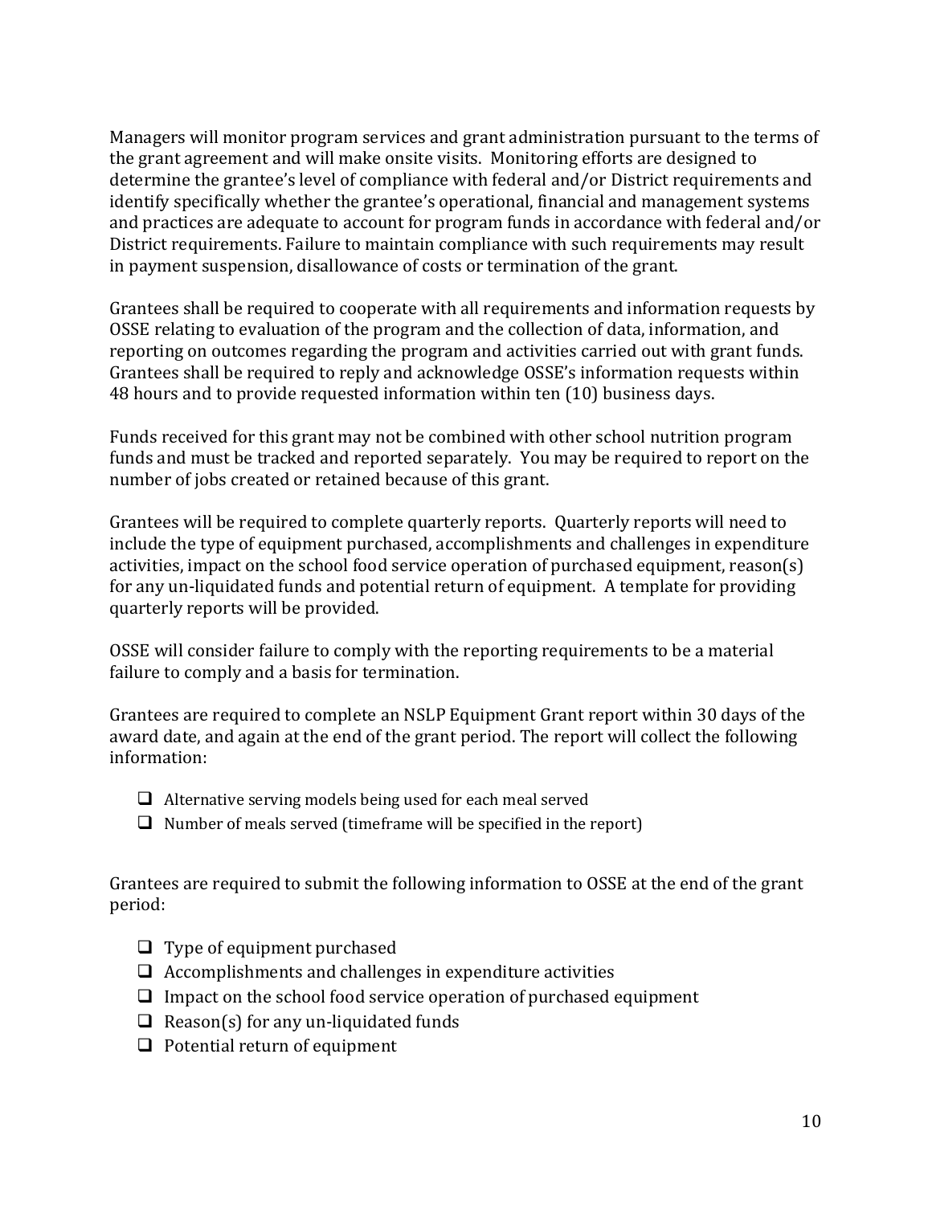Managers will monitor program services and grant administration pursuant to the terms of the grant agreement and will make onsite visits. Monitoring efforts are designed to determine the grantee's level of compliance with federal and/or District requirements and identify specifically whether the grantee's operational, financial and management systems and practices are adequate to account for program funds in accordance with federal and/or District requirements. Failure to maintain compliance with such requirements may result in payment suspension, disallowance of costs or termination of the grant.

Grantees shall be required to cooperate with all requirements and information requests by OSSE relating to evaluation of the program and the collection of data, information, and reporting on outcomes regarding the program and activities carried out with grant funds. Grantees shall be required to reply and acknowledge OSSE's information requests within 48 hours and to provide requested information within ten (10) business days.

Funds received for this grant may not be combined with other school nutrition program funds and must be tracked and reported separately. You may be required to report on the number of jobs created or retained because of this grant.

Grantees will be required to complete quarterly reports. Quarterly reports will need to include the type of equipment purchased, accomplishments and challenges in expenditure activities, impact on the school food service operation of purchased equipment, reason(s) for any un-liquidated funds and potential return of equipment. A template for providing quarterly reports will be provided.

OSSE will consider failure to comply with the reporting requirements to be a material failure to comply and a basis for termination.

Grantees are required to complete an NSLP Equipment Grant report within 30 days of the award date, and again at the end of the grant period. The report will collect the following information:

- ☐ Alternative serving models being used for each meal served
- ☐ Number of meals served (timeframe will be specified in the report)

Grantees are required to submit the following information to OSSE at the end of the grant period:

- ☐ Type of equipment purchased
- ☐ Accomplishments and challenges in expenditure activities
- ☐ Impact on the school food service operation of purchased equipment
- ☐ Reason(s) for any un-liquidated funds
- ☐ Potential return of equipment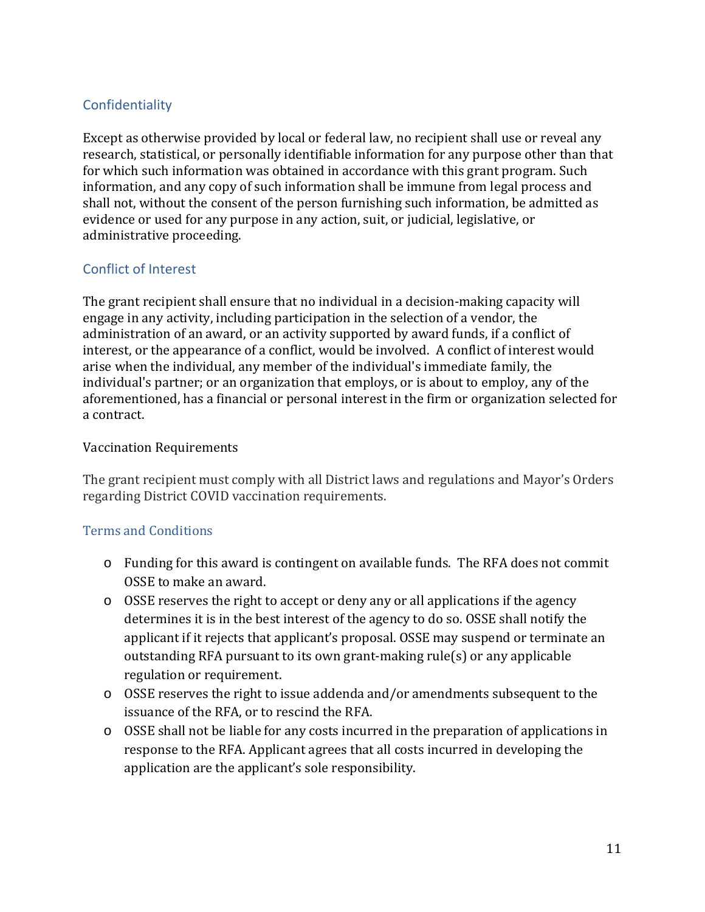## Confidentiality

Except as otherwise provided by local or federal law, no recipient shall use or reveal any research, statistical, or personally identifiable information for any purpose other than that for which such information was obtained in accordance with this grant program. Such information, and any copy of such information shall be immune from legal process and shall not, without the consent of the person furnishing such information, be admitted as evidence or used for any purpose in any action, suit, or judicial, legislative, or administrative proceeding.

## Conflict of Interest

The grant recipient shall ensure that no individual in a decision-making capacity will engage in any activity, including participation in the selection of a vendor, the administration of an award, or an activity supported by award funds, if a conflict of interest, or the appearance of a conflict, would be involved. A conflict of interest would arise when the individual, any member of the individual's immediate family, the individual's partner; or an organization that employs, or is about to employ, any of the aforementioned, has a financial or personal interest in the firm or organization selected for a contract.

Vaccination Requirements

The grant recipient must comply with all District laws and regulations and Mayor's Orders regarding District COVID vaccination requirements.

## Terms and Conditions

- Funding for this award is contingent on available funds. The RFA does not commit OSSE to make an award.
- OSSE reserves the right to accept or deny any or all applications if the agency determines it is in the best interest of the agency to do so. OSSE shall notify the applicant if it rejects that applicant's proposal. OSSE may suspend or terminate an outstanding RFA pursuant to its own grant-making rule(s) or any applicable regulation or requirement.
- OSSE reserves the right to issue addenda and/or amendments subsequent to the issuance of the RFA, or to rescind the RFA.
- OSSE shall not be liable for any costs incurred in the preparation of applications in response to the RFA. Applicant agrees that all costs incurred in developing the application are the applicant's sole responsibility.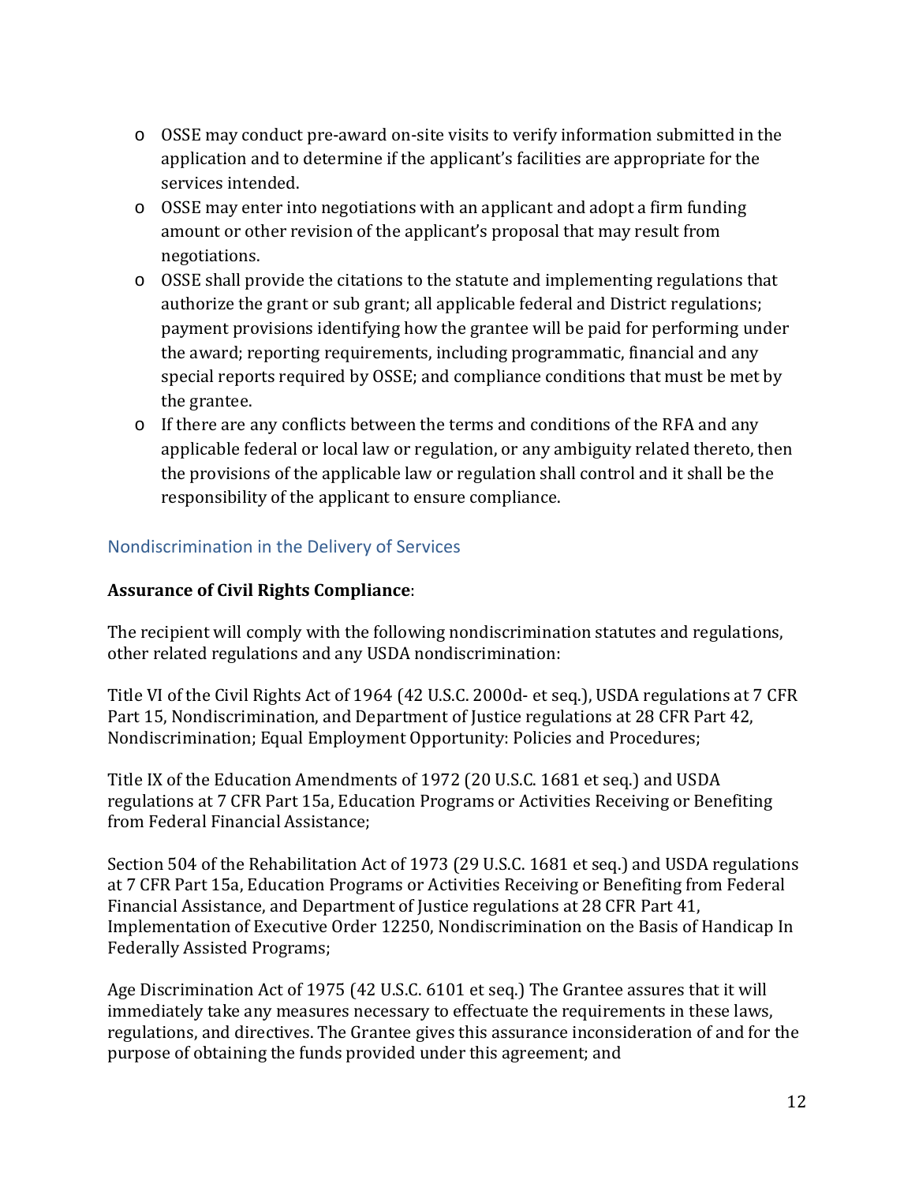- OSSE may conduct pre-award on-site visits to verify information submitted in the application and to determine if the applicant's facilities are appropriate for the services intended.
- OSSE may enter into negotiations with an applicant and adopt a firm funding amount or other revision of the applicant's proposal that may result from negotiations.
- OSSE shall provide the citations to the statute and implementing regulations that authorize the grant or sub grant; all applicable federal and District regulations; payment provisions identifying how the grantee will be paid for performing under the award; reporting requirements, including programmatic, financial and any special reports required by OSSE; and compliance conditions that must be met by the grantee.
- If there are any conflicts between the terms and conditions of the RFA and any applicable federal or local law or regulation, or any ambiguity related thereto, then the provisions of the applicable law or regulation shall control and it shall be the responsibility of the applicant to ensure compliance.

## Nondiscrimination in the Delivery of Services

**Assurance of Civil Rights Compliance**:

The recipient will comply with the following nondiscrimination statutes and regulations, other related regulations and any USDA nondiscrimination:

Title VI of the Civil Rights Act of 1964 (42 U.S.C. 2000d- et seq.), USDA regulations at 7 CFR Part 15, Nondiscrimination, and Department of Justice regulations at 28 CFR Part 42, Nondiscrimination; Equal Employment Opportunity: Policies and Procedures;

Title IX of the Education Amendments of 1972 (20 U.S.C. 1681 et seq.) and USDA regulations at 7 CFR Part 15a, Education Programs or Activities Receiving or Benefiting from Federal Financial Assistance;

Section 504 of the Rehabilitation Act of 1973 (29 U.S.C. 1681 et seq.) and USDA regulations at 7 CFR Part 15a, Education Programs or Activities Receiving or Benefiting from Federal Financial Assistance, and Department of Justice regulations at 28 CFR Part 41, Implementation of Executive Order 12250, Nondiscrimination on the Basis of Handicap In Federally Assisted Programs;

Age Discrimination Act of 1975 (42 U.S.C. 6101 et seq.) The Grantee assures that it will immediately take any measures necessary to effectuate the requirements in these laws, regulations, and directives. The Grantee gives this assurance inconsideration of and for the purpose of obtaining the funds provided under this agreement; and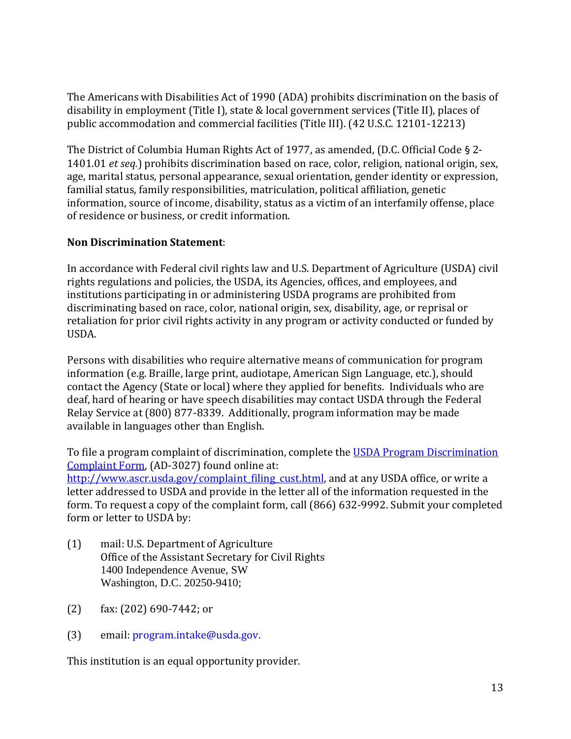The Americans with Disabilities Act of 1990 (ADA) prohibits discrimination on the basis of disability in employment (Title I), state & local government services (Title II), places of public accommodation and commercial facilities (Title III). (42 U.S.C. 12101-12213)

The District of Columbia Human Rights Act of 1977, as amended, (D.C. Official Code § 2-1401.01 *et seq.*) prohibits discrimination based on race, color, religion, national origin, sex, age, marital status, personal appearance, sexual orientation, gender identity or expression, familial status, family responsibilities, matriculation, political affiliation, genetic information, source of income, disability, status as a victim of an interfamily offense, place of residence or business, or credit information.

**Non Discrimination Statement**:

In accordance with Federal civil rights law and U.S. Department of Agriculture (USDA) civil rights regulations and policies, the USDA, its Agencies, offices, and employees, and institutions participating in or administering USDA programs are prohibited from discriminating based on race, color, national origin, sex, disability, age, or reprisal or retaliation for prior civil rights activity in any program or activity conducted or funded by USDA.

Persons with disabilities who require alternative means of communication for program information (e.g. Braille, large print, audiotape, American Sign Language, etc.), should contact the Agency (State or local) where they applied for benefits. Individuals who are deaf, hard of hearing or have speech disabilities may contact USDA through the Federal Relay Service at (800) 877-8339. Additionally, program information may be made available in languages other than English.

To file a program complaint of discrimination, complete the [USDA Program Discrimination Complaint Form](http://www.ascr.usda.gov/complaint_filing_cust.html), (AD-3027) found online at: http://www.ascr.usda.gov/complaint_filing_cust.html, and at any USDA office, or write a letter addressed to USDA and provide in the letter all of the information requested in the form. To request a copy of the complaint form, call (866) 632-9992. Submit your completed form or letter to USDA by:

(1) mail: U.S. Department of Agriculture
Office of the Assistant Secretary for Civil Rights
1400 Independence Avenue, SW
Washington, D.C. 20250-9410;

(2) fax: (202) 690-7442; or

(3) email: program.intake@usda.gov.

This institution is an equal opportunity provider.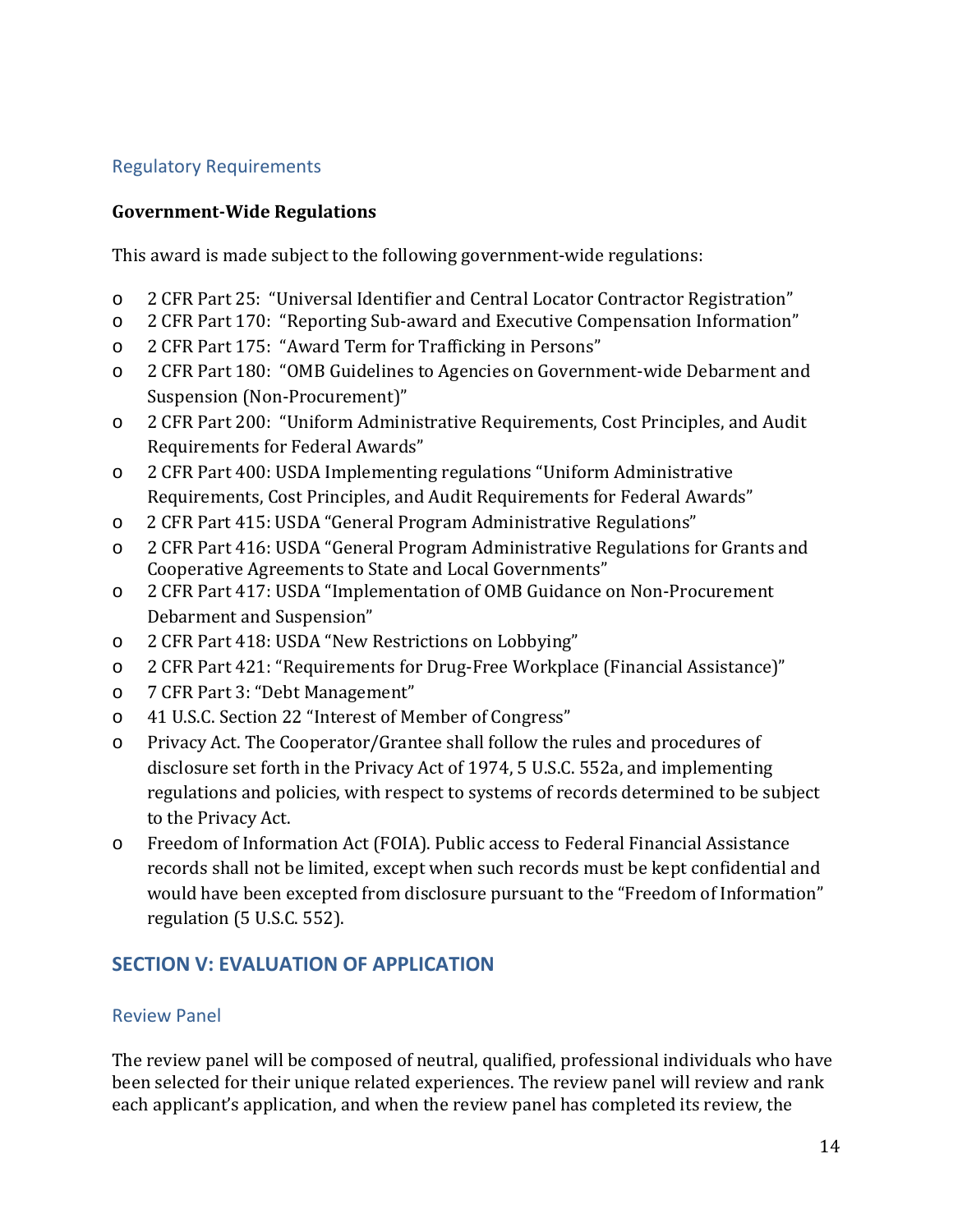### Regulatory Requirements

**Government-Wide Regulations**

This award is made subject to the following government-wide regulations:

- 2 CFR Part 25: "Universal Identifier and Central Locator Contractor Registration"
- 2 CFR Part 170: "Reporting Sub-award and Executive Compensation Information"
- 2 CFR Part 175: "Award Term for Trafficking in Persons"
- 2 CFR Part 180: "OMB Guidelines to Agencies on Government-wide Debarment and Suspension (Non-Procurement)"
- 2 CFR Part 200: "Uniform Administrative Requirements, Cost Principles, and Audit Requirements for Federal Awards"
- 2 CFR Part 400: USDA Implementing regulations "Uniform Administrative Requirements, Cost Principles, and Audit Requirements for Federal Awards"
- 2 CFR Part 415: USDA "General Program Administrative Regulations"
- 2 CFR Part 416: USDA "General Program Administrative Regulations for Grants and Cooperative Agreements to State and Local Governments"
- 2 CFR Part 417: USDA "Implementation of OMB Guidance on Non-Procurement Debarment and Suspension"
- 2 CFR Part 418: USDA "New Restrictions on Lobbying"
- 2 CFR Part 421: "Requirements for Drug-Free Workplace (Financial Assistance)"
- 7 CFR Part 3: "Debt Management"
- 41 U.S.C. Section 22 "Interest of Member of Congress"
- Privacy Act. The Cooperator/Grantee shall follow the rules and procedures of disclosure set forth in the Privacy Act of 1974, 5 U.S.C. 552a, and implementing regulations and policies, with respect to systems of records determined to be subject to the Privacy Act.
- Freedom of Information Act (FOIA). Public access to Federal Financial Assistance records shall not be limited, except when such records must be kept confidential and would have been excepted from disclosure pursuant to the "Freedom of Information" regulation (5 U.S.C. 552).

## SECTION V: EVALUATION OF APPLICATION

### Review Panel

The review panel will be composed of neutral, qualified, professional individuals who have been selected for their unique related experiences. The review panel will review and rank each applicant's application, and when the review panel has completed its review, the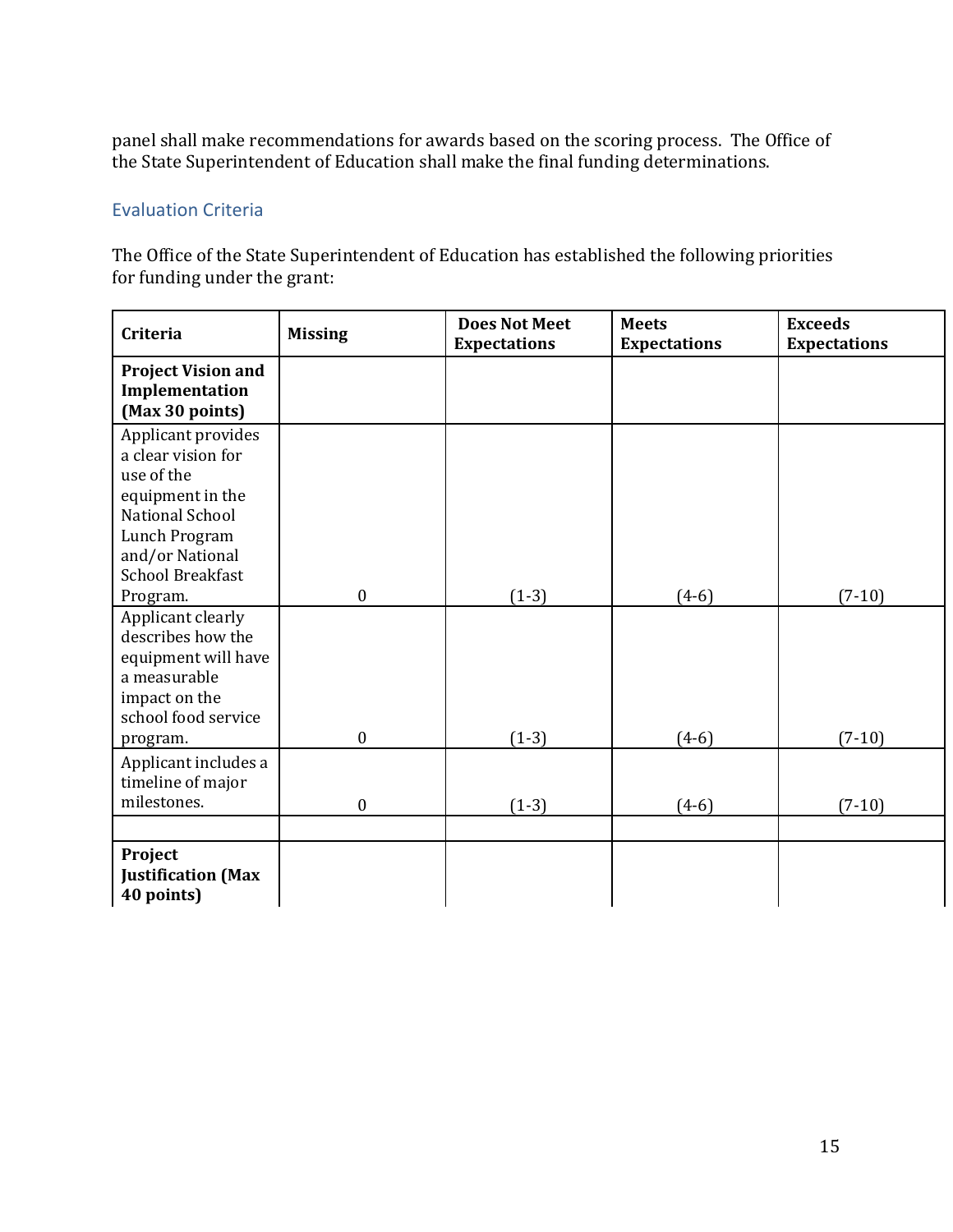panel shall make recommendations for awards based on the scoring process. The Office of the State Superintendent of Education shall make the final funding determinations.

## Evaluation Criteria

The Office of the State Superintendent of Education has established the following priorities for funding under the grant:

| Criteria | Missing | Does Not Meet Expectations | Meets Expectations | Exceeds Expectations |
|---|---|---|---|---|
| **Project Vision and Implementation (Max 30 points)** | | | | |
| Applicant provides a clear vision for use of the equipment in the National School Lunch Program and/or National School Breakfast Program. | 0 | (1-3) | (4-6) | (7-10) |
| Applicant clearly describes how the equipment will have a measurable impact on the school food service program. | 0 | (1-3) | (4-6) | (7-10) |
| Applicant includes a timeline of major milestones. | 0 | (1-3) | (4-6) | (7-10) |
| | | | | |
| **Project Justification (Max 40 points)** | | | | |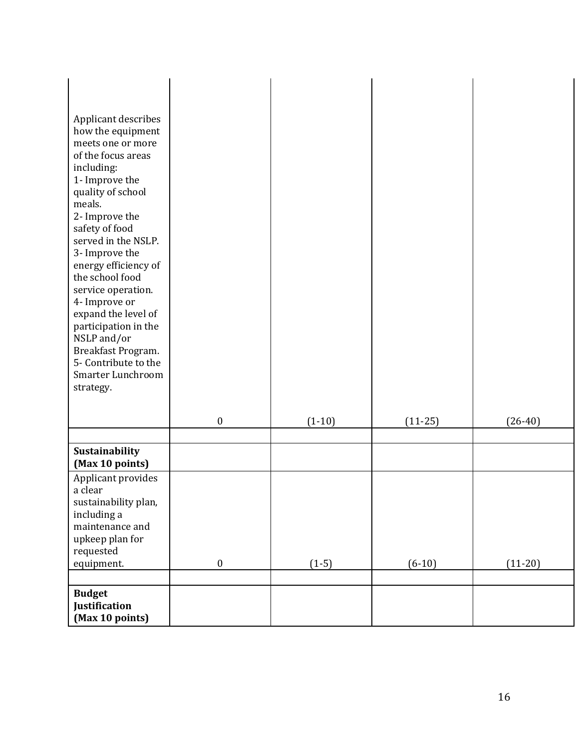| | | | | |
|---|---|---|---|---|
| Applicant describes how the equipment meets one or more of the focus areas including:<br>1- Improve the quality of school meals.<br>2- Improve the safety of food served in the NSLP.<br>3- Improve the energy efficiency of the school food service operation.<br>4- Improve or expand the level of participation in the NSLP and/or Breakfast Program.<br>5- Contribute to the Smarter Lunchroom strategy. | 0 | (1-10) | (11-25) | (26-40) |
| | | | | |
| **Sustainability (Max 10 points)** | | | | |
| Applicant provides a clear sustainability plan, including a maintenance and upkeep plan for requested equipment. | 0 | (1-5) | (6-10) | (11-20) |
| | | | | |
| **Budget Justification (Max 10 points)** | | | | |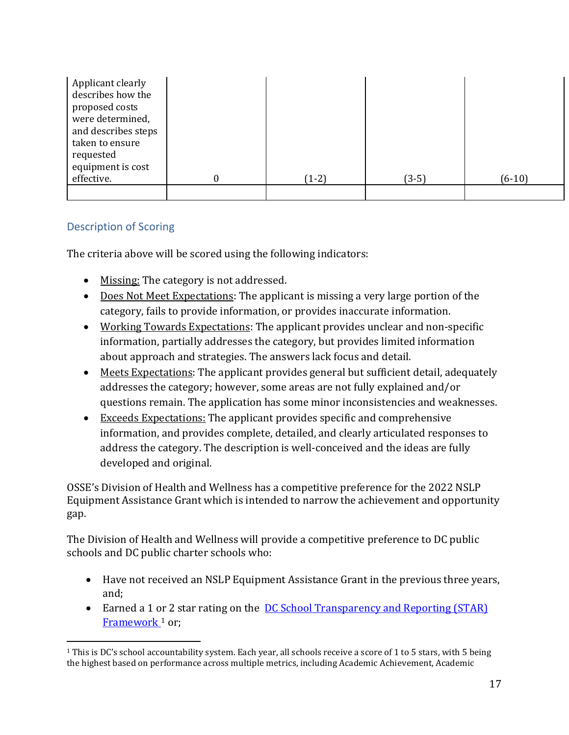| Applicant clearly describes how the proposed costs were determined, and describes steps taken to ensure requested equipment is cost effective. | 0 | (1-2) | (3-5) | (6-10) |
|---|---|---|---|---|
| | | | | |

## Description of Scoring

The criteria above will be scored using the following indicators:

- Missing: The category is not addressed.
- Does Not Meet Expectations: The applicant is missing a very large portion of the category, fails to provide information, or provides inaccurate information.
- Working Towards Expectations: The applicant provides unclear and non-specific information, partially addresses the category, but provides limited information about approach and strategies. The answers lack focus and detail.
- Meets Expectations: The applicant provides general but sufficient detail, adequately addresses the category; however, some areas are not fully explained and/or questions remain. The application has some minor inconsistencies and weaknesses.
- Exceeds Expectations: The applicant provides specific and comprehensive information, and provides complete, detailed, and clearly articulated responses to address the category. The description is well-conceived and the ideas are fully developed and original.

OSSE's Division of Health and Wellness has a competitive preference for the 2022 NSLP Equipment Assistance Grant which is intended to narrow the achievement and opportunity gap.

The Division of Health and Wellness will provide a competitive preference to DC public schools and DC public charter schools who:

- Have not received an NSLP Equipment Assistance Grant in the previous three years, and;
- Earned a 1 or 2 star rating on the DC School Transparency and Reporting (STAR) Framework [1] or;

[1] This is DC's school accountability system. Each year, all schools receive a score of 1 to 5 stars, with 5 being the highest based on performance across multiple metrics, including Academic Achievement, Academic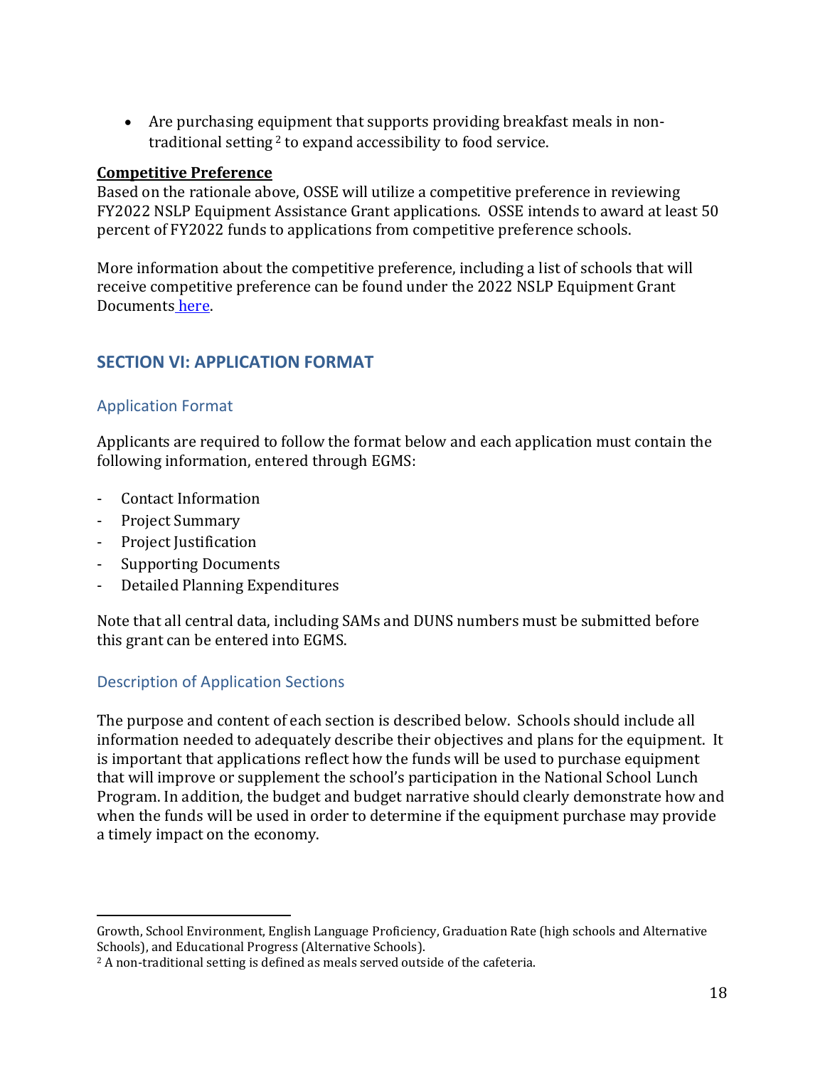- Are purchasing equipment that supports providing breakfast meals in non-traditional setting [2] to expand accessibility to food service.

**Competitive Preference**

Based on the rationale above, OSSE will utilize a competitive preference in reviewing FY2022 NSLP Equipment Assistance Grant applications. OSSE intends to award at least 50 percent of FY2022 funds to applications from competitive preference schools.

More information about the competitive preference, including a list of schools that will receive competitive preference can be found under the 2022 NSLP Equipment Grant Documents [here](here).

## SECTION VI: APPLICATION FORMAT

### Application Format

Applicants are required to follow the format below and each application must contain the following information, entered through EGMS:

- Contact Information
- Project Summary
- Project Justification
- Supporting Documents
- Detailed Planning Expenditures

Note that all central data, including SAMs and DUNS numbers must be submitted before this grant can be entered into EGMS.

### Description of Application Sections

The purpose and content of each section is described below. Schools should include all information needed to adequately describe their objectives and plans for the equipment. It is important that applications reflect how the funds will be used to purchase equipment that will improve or supplement the school's participation in the National School Lunch Program. In addition, the budget and budget narrative should clearly demonstrate how and when the funds will be used in order to determine if the equipment purchase may provide a timely impact on the economy.

---

Growth, School Environment, English Language Proficiency, Graduation Rate (high schools and Alternative Schools), and Educational Progress (Alternative Schools).

[2] A non-traditional setting is defined as meals served outside of the cafeteria.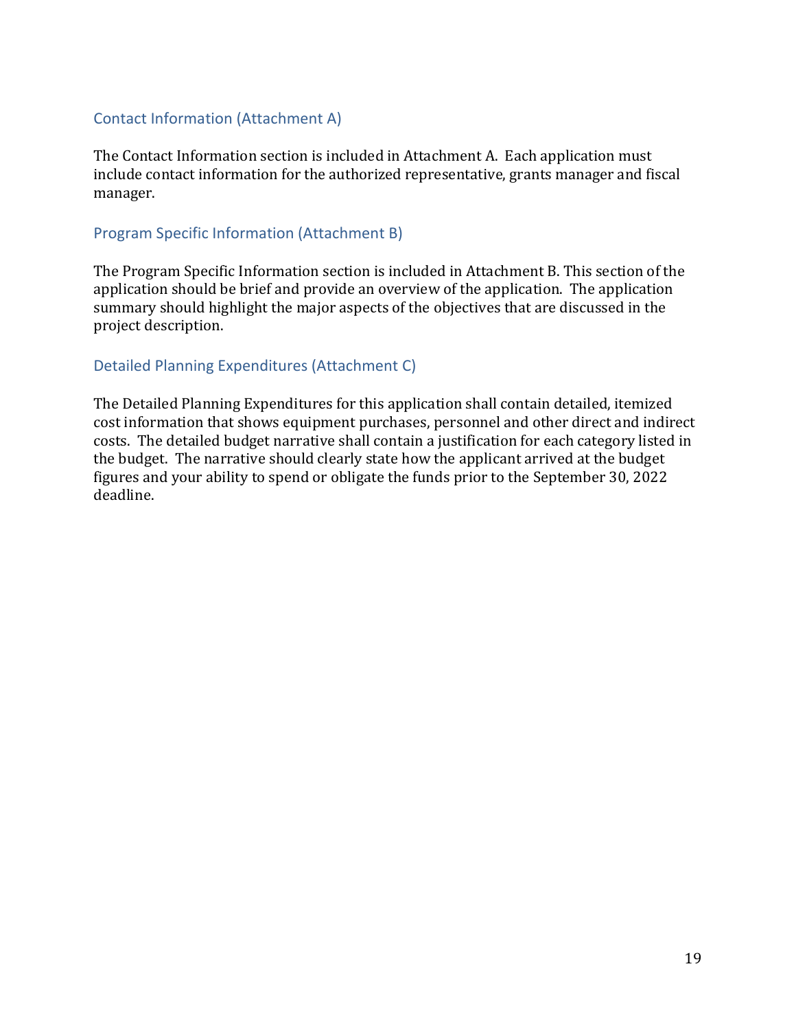## Contact Information (Attachment A)

The Contact Information section is included in Attachment A. Each application must include contact information for the authorized representative, grants manager and fiscal manager.

## Program Specific Information (Attachment B)

The Program Specific Information section is included in Attachment B. This section of the application should be brief and provide an overview of the application. The application summary should highlight the major aspects of the objectives that are discussed in the project description.

## Detailed Planning Expenditures (Attachment C)

The Detailed Planning Expenditures for this application shall contain detailed, itemized cost information that shows equipment purchases, personnel and other direct and indirect costs. The detailed budget narrative shall contain a justification for each category listed in the budget. The narrative should clearly state how the applicant arrived at the budget figures and your ability to spend or obligate the funds prior to the September 30, 2022 deadline.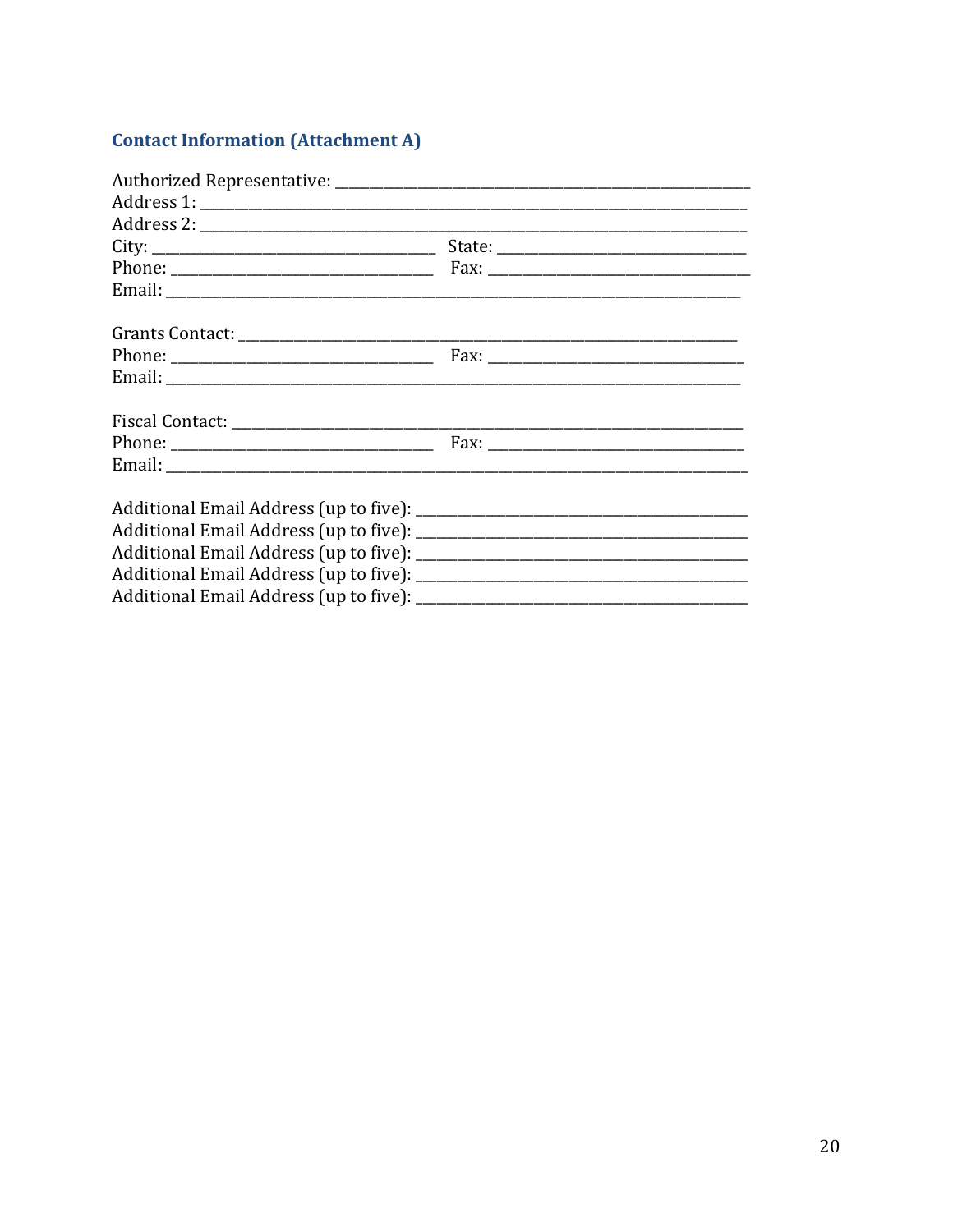## Contact Information (Attachment A)

Authorized Representative: ___________________________________________________
Address 1: ____________________________________________________________
Address 2: ____________________________________________________________
City: ________________________________ State: ____________________________
Phone: ______________________________ Fax: ______________________________
Email: ______________________________________________________________

Grants Contact: _______________________________________________________
Phone: ______________________________ Fax: ______________________________
Email: ______________________________________________________________

Fiscal Contact: ________________________________________________________
Phone: ______________________________ Fax: ______________________________
Email: ______________________________________________________________

Additional Email Address (up to five): _____________________________________
Additional Email Address (up to five): _____________________________________
Additional Email Address (up to five): _____________________________________
Additional Email Address (up to five): _____________________________________
Additional Email Address (up to five): _____________________________________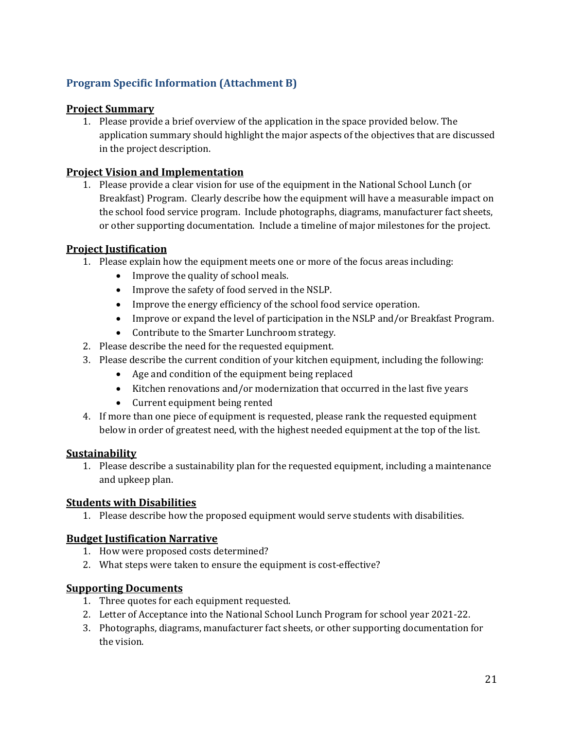## Program Specific Information (Attachment B)

### Project Summary

1. Please provide a brief overview of the application in the space provided below. The application summary should highlight the major aspects of the objectives that are discussed in the project description.

### Project Vision and Implementation

1. Please provide a clear vision for use of the equipment in the National School Lunch (or Breakfast) Program. Clearly describe how the equipment will have a measurable impact on the school food service program. Include photographs, diagrams, manufacturer fact sheets, or other supporting documentation. Include a timeline of major milestones for the project.

### Project Justification

1. Please explain how the equipment meets one or more of the focus areas including:
   - Improve the quality of school meals.
   - Improve the safety of food served in the NSLP.
   - Improve the energy efficiency of the school food service operation.
   - Improve or expand the level of participation in the NSLP and/or Breakfast Program.
   - Contribute to the Smarter Lunchroom strategy.
2. Please describe the need for the requested equipment.
3. Please describe the current condition of your kitchen equipment, including the following:
   - Age and condition of the equipment being replaced
   - Kitchen renovations and/or modernization that occurred in the last five years
   - Current equipment being rented
4. If more than one piece of equipment is requested, please rank the requested equipment below in order of greatest need, with the highest needed equipment at the top of the list.

### Sustainability

1. Please describe a sustainability plan for the requested equipment, including a maintenance and upkeep plan.

### Students with Disabilities

1. Please describe how the proposed equipment would serve students with disabilities.

### Budget Justification Narrative

1. How were proposed costs determined?
2. What steps were taken to ensure the equipment is cost-effective?

### Supporting Documents

1. Three quotes for each equipment requested.
2. Letter of Acceptance into the National School Lunch Program for school year 2021-22.
3. Photographs, diagrams, manufacturer fact sheets, or other supporting documentation for the vision.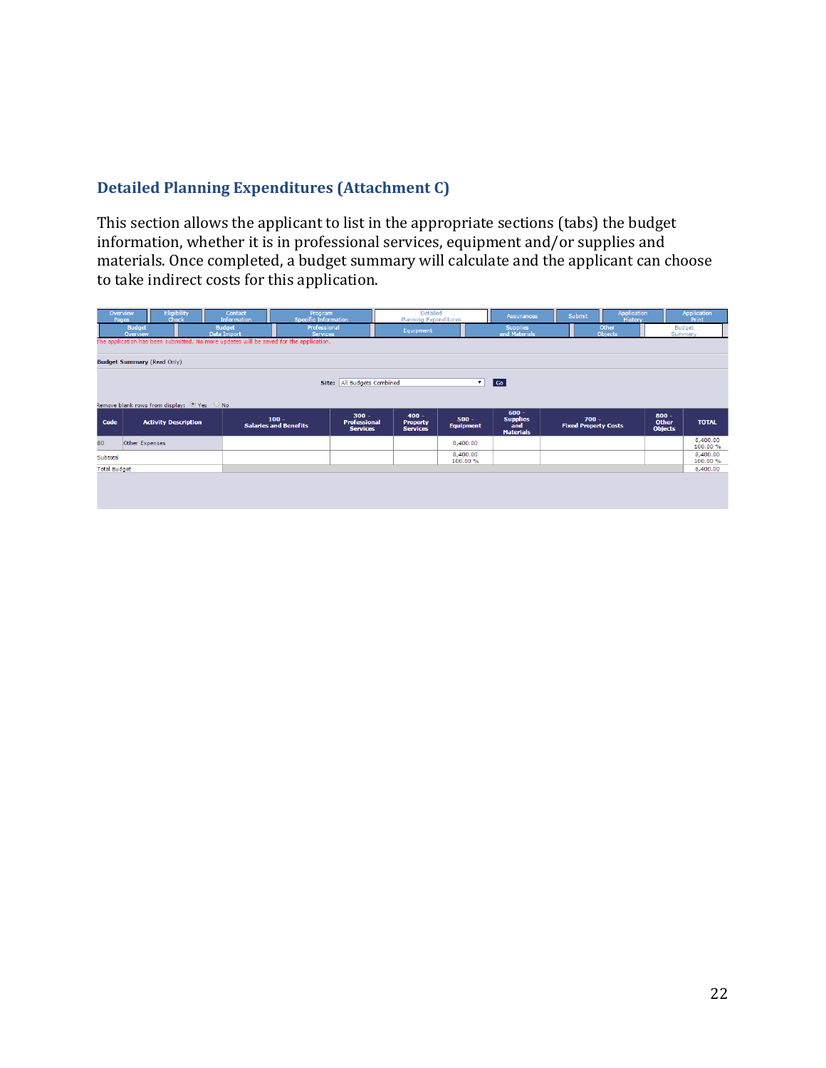## Detailed Planning Expenditures (Attachment C)

This section allows the applicant to list in the appropriate sections (tabs) the budget information, whether it is in professional services, equipment and/or supplies and materials. Once completed, a budget summary will calculate and the applicant can choose to take indirect costs for this application.

Overview Pages | Eligibility Check | Contact Information | Program Specific Information | Detailed Planning Expenditures | Assurances | Submit | Application History | Application Print

Budget Overview | Budget Data Import | Professional Services | Equipment | Supplies and Materials | Other Objects | Budget Summary

The application has been submitted. No more updates will be saved for the application.

**Budget Summary** (Read Only)

**Site:** All Budgets Combined Go

Remove blank rows from display: Yes No

| Code | Activity Description | 100 - Salaries and Benefits | 300 - Professional Services | 400 - Property Services | 500 - Equipment | 600 - Supplies and Materials | 700 - Fixed Property Costs | 800 - Other Objects | TOTAL |
|---|---|---|---|---|---|---|---|---|---|
| 80 | Other Expenses | | | | 8,400.00 | | | | 8,400.00 100.00 % |
| Subtotal | | | | | 8,400.00 100.00 % | | | | 8,400.00 100.00 % |
| Total Budget | | | | | | | | | 8,400.00 |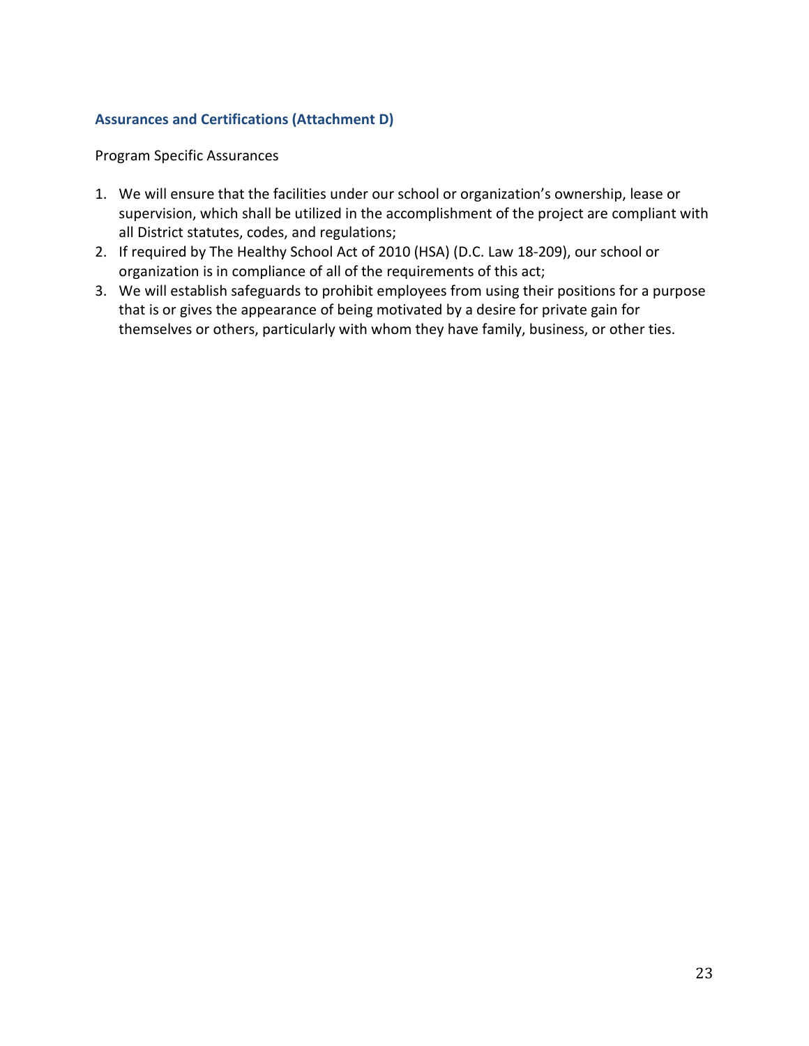### Assurances and Certifications (Attachment D)

Program Specific Assurances

1. We will ensure that the facilities under our school or organization's ownership, lease or supervision, which shall be utilized in the accomplishment of the project are compliant with all District statutes, codes, and regulations;
2. If required by The Healthy School Act of 2010 (HSA) (D.C. Law 18-209), our school or organization is in compliance of all of the requirements of this act;
3. We will establish safeguards to prohibit employees from using their positions for a purpose that is or gives the appearance of being motivated by a desire for private gain for themselves or others, particularly with whom they have family, business, or other ties.